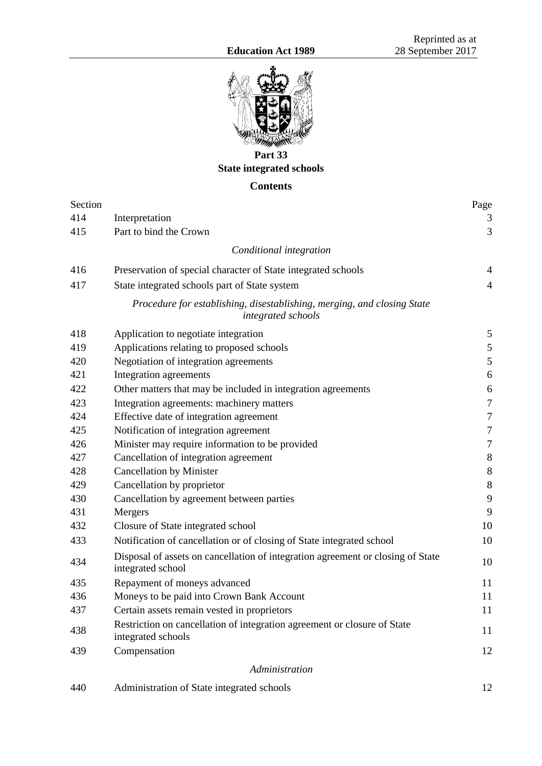# Part 33
## State integrated schools

### Contents

| Section | | Page |
|---|---|---|
| 414 | Interpretation | 3 |
| 415 | Part to bind the Crown | 3 |
| | *Conditional integration* | |
| 416 | Preservation of special character of State integrated schools | 4 |
| 417 | State integrated schools part of State system | 4 |
| | *Procedure for establishing, disestablishing, merging, and closing State integrated schools* | |
| 418 | Application to negotiate integration | 5 |
| 419 | Applications relating to proposed schools | 5 |
| 420 | Negotiation of integration agreements | 5 |
| 421 | Integration agreements | 6 |
| 422 | Other matters that may be included in integration agreements | 6 |
| 423 | Integration agreements: machinery matters | 7 |
| 424 | Effective date of integration agreement | 7 |
| 425 | Notification of integration agreement | 7 |
| 426 | Minister may require information to be provided | 7 |
| 427 | Cancellation of integration agreement | 8 |
| 428 | Cancellation by Minister | 8 |
| 429 | Cancellation by proprietor | 8 |
| 430 | Cancellation by agreement between parties | 9 |
| 431 | Mergers | 9 |
| 432 | Closure of State integrated school | 10 |
| 433 | Notification of cancellation or of closing of State integrated school | 10 |
| 434 | Disposal of assets on cancellation of integration agreement or closing of State integrated school | 10 |
| 435 | Repayment of moneys advanced | 11 |
| 436 | Moneys to be paid into Crown Bank Account | 11 |
| 437 | Certain assets remain vested in proprietors | 11 |
| 438 | Restriction on cancellation of integration agreement or closure of State integrated schools | 11 |
| 439 | Compensation | 12 |
| | *Administration* | |
| 440 | Administration of State integrated schools | 12 |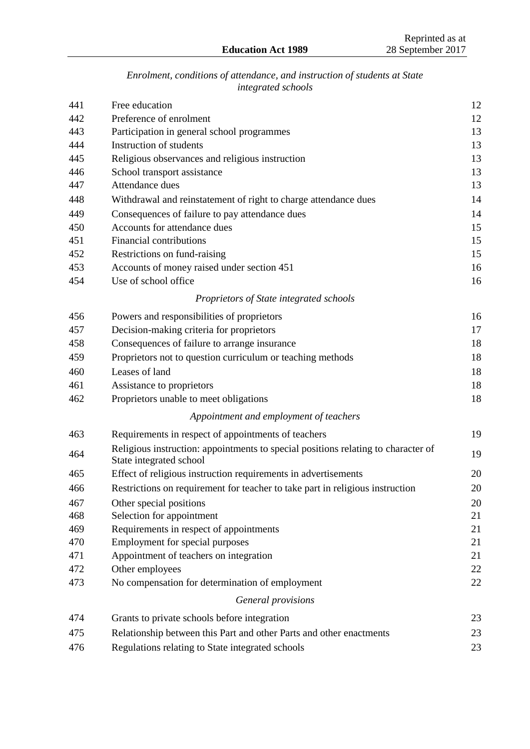*Enrolment, conditions of attendance, and instruction of students at State integrated schools*

| | | |
|---|---|---|
| 441 | Free education | 12 |
| 442 | Preference of enrolment | 12 |
| 443 | Participation in general school programmes | 13 |
| 444 | Instruction of students | 13 |
| 445 | Religious observances and religious instruction | 13 |
| 446 | School transport assistance | 13 |
| 447 | Attendance dues | 13 |
| 448 | Withdrawal and reinstatement of right to charge attendance dues | 14 |
| 449 | Consequences of failure to pay attendance dues | 14 |
| 450 | Accounts for attendance dues | 15 |
| 451 | Financial contributions | 15 |
| 452 | Restrictions on fund-raising | 15 |
| 453 | Accounts of money raised under section 451 | 16 |
| 454 | Use of school office | 16 |

*Proprietors of State integrated schools*

| | | |
|---|---|---|
| 456 | Powers and responsibilities of proprietors | 16 |
| 457 | Decision-making criteria for proprietors | 17 |
| 458 | Consequences of failure to arrange insurance | 18 |
| 459 | Proprietors not to question curriculum or teaching methods | 18 |
| 460 | Leases of land | 18 |
| 461 | Assistance to proprietors | 18 |
| 462 | Proprietors unable to meet obligations | 18 |

*Appointment and employment of teachers*

| | | |
|---|---|---|
| 463 | Requirements in respect of appointments of teachers | 19 |
| 464 | Religious instruction: appointments to special positions relating to character of State integrated school | 19 |
| 465 | Effect of religious instruction requirements in advertisements | 20 |
| 466 | Restrictions on requirement for teacher to take part in religious instruction | 20 |
| 467 | Other special positions | 20 |
| 468 | Selection for appointment | 21 |
| 469 | Requirements in respect of appointments | 21 |
| 470 | Employment for special purposes | 21 |
| 471 | Appointment of teachers on integration | 21 |
| 472 | Other employees | 22 |
| 473 | No compensation for determination of employment | 22 |

*General provisions*

| | | |
|---|---|---|
| 474 | Grants to private schools before integration | 23 |
| 475 | Relationship between this Part and other Parts and other enactments | 23 |
| 476 | Regulations relating to State integrated schools | 23 |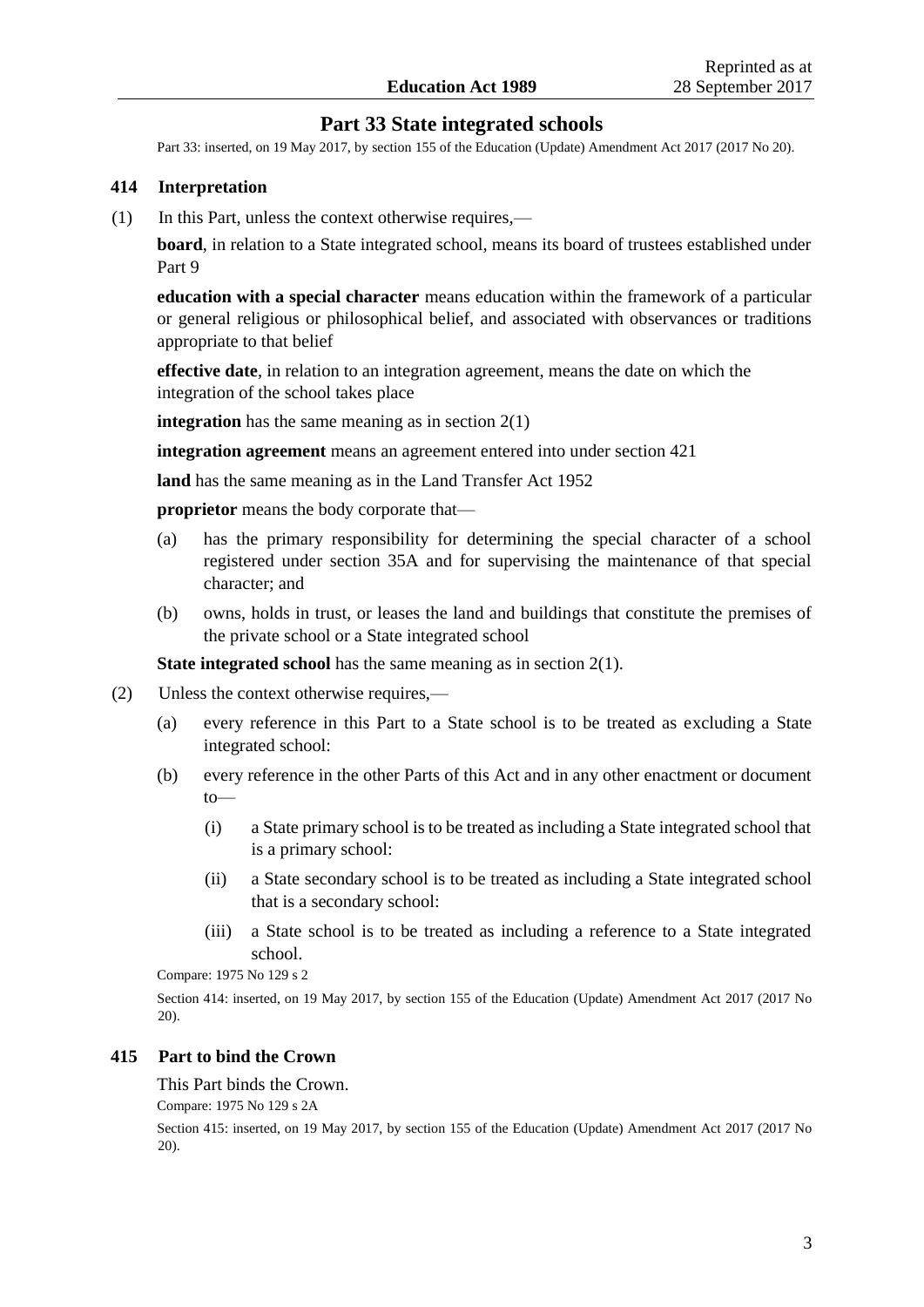## Part 33 State integrated schools

Part 33: inserted, on 19 May 2017, by section 155 of the Education (Update) Amendment Act 2017 (2017 No 20).

### 414 Interpretation

(1) In this Part, unless the context otherwise requires,—

**board**, in relation to a State integrated school, means its board of trustees established under Part 9

**education with a special character** means education within the framework of a particular or general religious or philosophical belief, and associated with observances or traditions appropriate to that belief

**effective date**, in relation to an integration agreement, means the date on which the integration of the school takes place

**integration** has the same meaning as in section 2(1)

**integration agreement** means an agreement entered into under section 421

**land** has the same meaning as in the Land Transfer Act 1952

**proprietor** means the body corporate that—

- (a) has the primary responsibility for determining the special character of a school registered under section 35A and for supervising the maintenance of that special character; and
- (b) owns, holds in trust, or leases the land and buildings that constitute the premises of the private school or a State integrated school

**State integrated school** has the same meaning as in section 2(1).

(2) Unless the context otherwise requires,—

- (a) every reference in this Part to a State school is to be treated as excluding a State integrated school:
- (b) every reference in the other Parts of this Act and in any other enactment or document to—
  - (i) a State primary school is to be treated as including a State integrated school that is a primary school:
  - (ii) a State secondary school is to be treated as including a State integrated school that is a secondary school:
  - (iii) a State school is to be treated as including a reference to a State integrated school.

Compare: 1975 No 129 s 2

Section 414: inserted, on 19 May 2017, by section 155 of the Education (Update) Amendment Act 2017 (2017 No 20).

### 415 Part to bind the Crown

This Part binds the Crown.

Compare: 1975 No 129 s 2A

Section 415: inserted, on 19 May 2017, by section 155 of the Education (Update) Amendment Act 2017 (2017 No 20).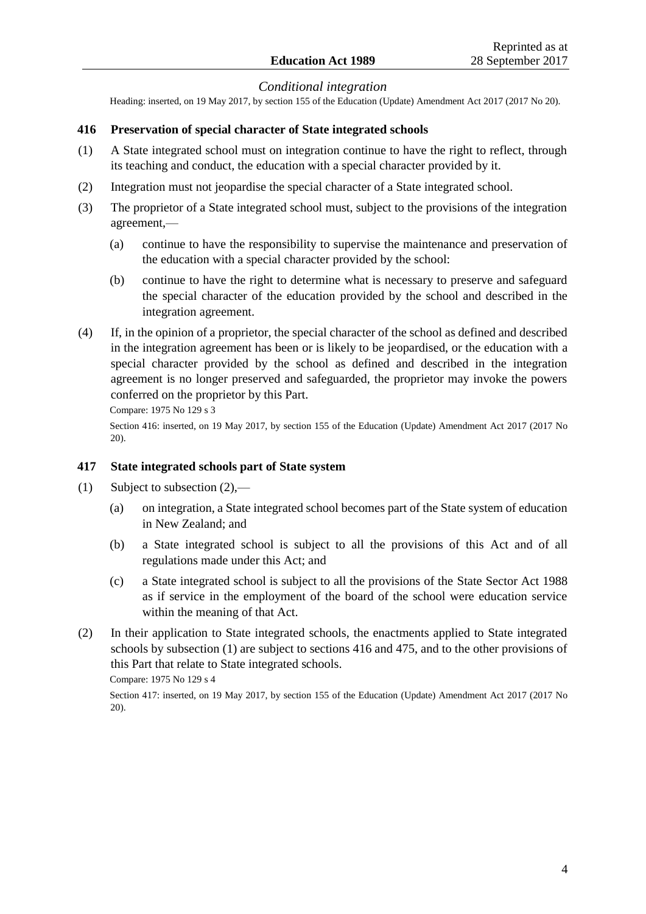### *Conditional integration*

Heading: inserted, on 19 May 2017, by section 155 of the Education (Update) Amendment Act 2017 (2017 No 20).

### 416 Preservation of special character of State integrated schools

(1) A State integrated school must on integration continue to have the right to reflect, through its teaching and conduct, the education with a special character provided by it.

(2) Integration must not jeopardise the special character of a State integrated school.

(3) The proprietor of a State integrated school must, subject to the provisions of the integration agreement,—

  (a) continue to have the responsibility to supervise the maintenance and preservation of the education with a special character provided by the school:

  (b) continue to have the right to determine what is necessary to preserve and safeguard the special character of the education provided by the school and described in the integration agreement.

(4) If, in the opinion of a proprietor, the special character of the school as defined and described in the integration agreement has been or is likely to be jeopardised, or the education with a special character provided by the school as defined and described in the integration agreement is no longer preserved and safeguarded, the proprietor may invoke the powers conferred on the proprietor by this Part.

Compare: 1975 No 129 s 3

Section 416: inserted, on 19 May 2017, by section 155 of the Education (Update) Amendment Act 2017 (2017 No 20).

### 417 State integrated schools part of State system

(1) Subject to subsection (2),—

  (a) on integration, a State integrated school becomes part of the State system of education in New Zealand; and

  (b) a State integrated school is subject to all the provisions of this Act and of all regulations made under this Act; and

  (c) a State integrated school is subject to all the provisions of the State Sector Act 1988 as if service in the employment of the board of the school were education service within the meaning of that Act.

(2) In their application to State integrated schools, the enactments applied to State integrated schools by subsection (1) are subject to sections 416 and 475, and to the other provisions of this Part that relate to State integrated schools.

Compare: 1975 No 129 s 4

Section 417: inserted, on 19 May 2017, by section 155 of the Education (Update) Amendment Act 2017 (2017 No 20).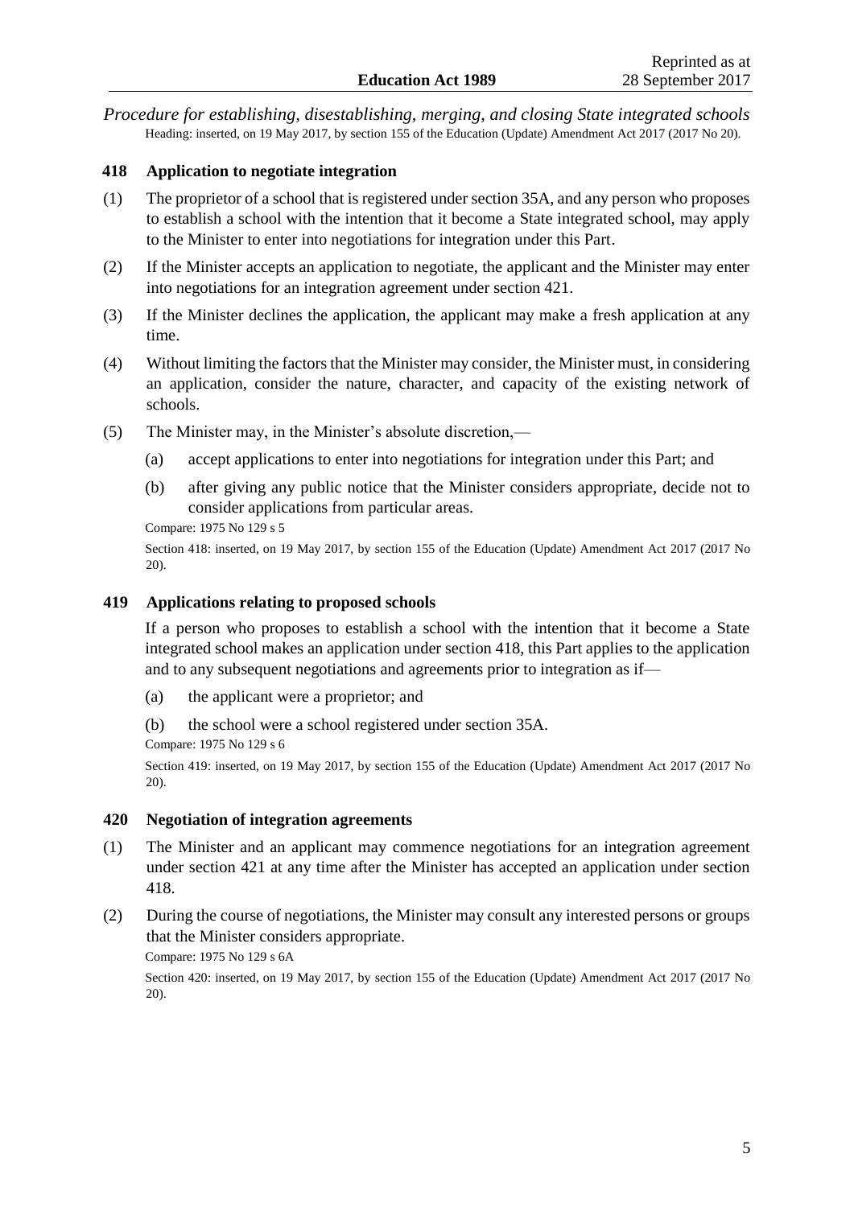*Procedure for establishing, disestablishing, merging, and closing State integrated schools*

Heading: inserted, on 19 May 2017, by section 155 of the Education (Update) Amendment Act 2017 (2017 No 20).

### 418 Application to negotiate integration

(1) The proprietor of a school that is registered under section 35A, and any person who proposes to establish a school with the intention that it become a State integrated school, may apply to the Minister to enter into negotiations for integration under this Part.

(2) If the Minister accepts an application to negotiate, the applicant and the Minister may enter into negotiations for an integration agreement under section 421.

(3) If the Minister declines the application, the applicant may make a fresh application at any time.

(4) Without limiting the factors that the Minister may consider, the Minister must, in considering an application, consider the nature, character, and capacity of the existing network of schools.

(5) The Minister may, in the Minister's absolute discretion,—

(a) accept applications to enter into negotiations for integration under this Part; and

(b) after giving any public notice that the Minister considers appropriate, decide not to consider applications from particular areas.

Compare: 1975 No 129 s 5

Section 418: inserted, on 19 May 2017, by section 155 of the Education (Update) Amendment Act 2017 (2017 No 20).

### 419 Applications relating to proposed schools

If a person who proposes to establish a school with the intention that it become a State integrated school makes an application under section 418, this Part applies to the application and to any subsequent negotiations and agreements prior to integration as if—

(a) the applicant were a proprietor; and

(b) the school were a school registered under section 35A.

Compare: 1975 No 129 s 6

Section 419: inserted, on 19 May 2017, by section 155 of the Education (Update) Amendment Act 2017 (2017 No 20).

### 420 Negotiation of integration agreements

(1) The Minister and an applicant may commence negotiations for an integration agreement under section 421 at any time after the Minister has accepted an application under section 418.

(2) During the course of negotiations, the Minister may consult any interested persons or groups that the Minister considers appropriate.

Compare: 1975 No 129 s 6A

Section 420: inserted, on 19 May 2017, by section 155 of the Education (Update) Amendment Act 2017 (2017 No 20).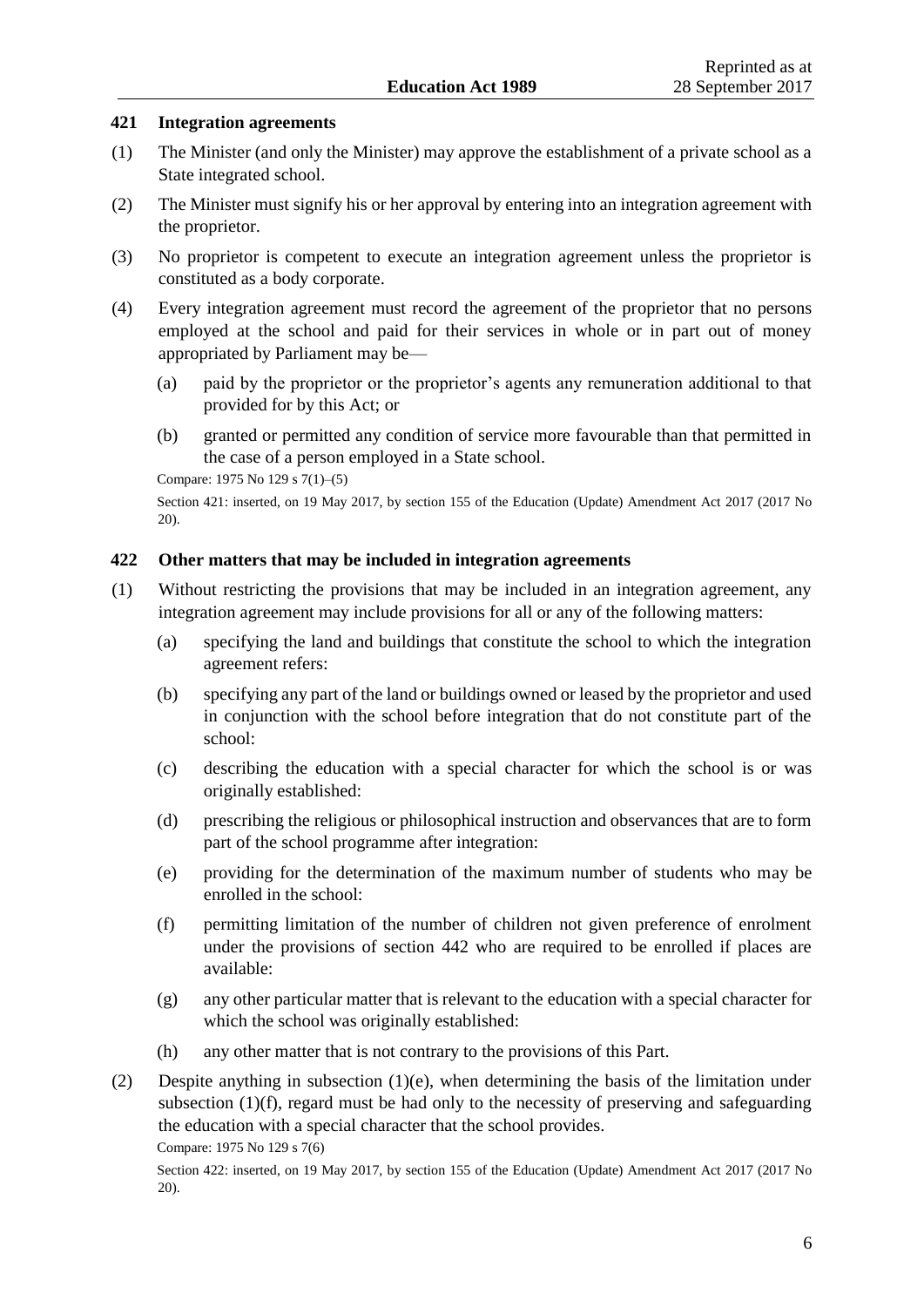### 421 Integration agreements

(1) The Minister (and only the Minister) may approve the establishment of a private school as a State integrated school.

(2) The Minister must signify his or her approval by entering into an integration agreement with the proprietor.

(3) No proprietor is competent to execute an integration agreement unless the proprietor is constituted as a body corporate.

(4) Every integration agreement must record the agreement of the proprietor that no persons employed at the school and paid for their services in whole or in part out of money appropriated by Parliament may be—

- (a) paid by the proprietor or the proprietor's agents any remuneration additional to that provided for by this Act; or
- (b) granted or permitted any condition of service more favourable than that permitted in the case of a person employed in a State school.

Compare: 1975 No 129 s 7(1)–(5)

Section 421: inserted, on 19 May 2017, by section 155 of the Education (Update) Amendment Act 2017 (2017 No 20).

### 422 Other matters that may be included in integration agreements

(1) Without restricting the provisions that may be included in an integration agreement, any integration agreement may include provisions for all or any of the following matters:

- (a) specifying the land and buildings that constitute the school to which the integration agreement refers:
- (b) specifying any part of the land or buildings owned or leased by the proprietor and used in conjunction with the school before integration that do not constitute part of the school:
- (c) describing the education with a special character for which the school is or was originally established:
- (d) prescribing the religious or philosophical instruction and observances that are to form part of the school programme after integration:
- (e) providing for the determination of the maximum number of students who may be enrolled in the school:
- (f) permitting limitation of the number of children not given preference of enrolment under the provisions of section 442 who are required to be enrolled if places are available:
- (g) any other particular matter that is relevant to the education with a special character for which the school was originally established:
- (h) any other matter that is not contrary to the provisions of this Part.

(2) Despite anything in subsection (1)(e), when determining the basis of the limitation under subsection (1)(f), regard must be had only to the necessity of preserving and safeguarding the education with a special character that the school provides.

Compare: 1975 No 129 s 7(6)

Section 422: inserted, on 19 May 2017, by section 155 of the Education (Update) Amendment Act 2017 (2017 No 20).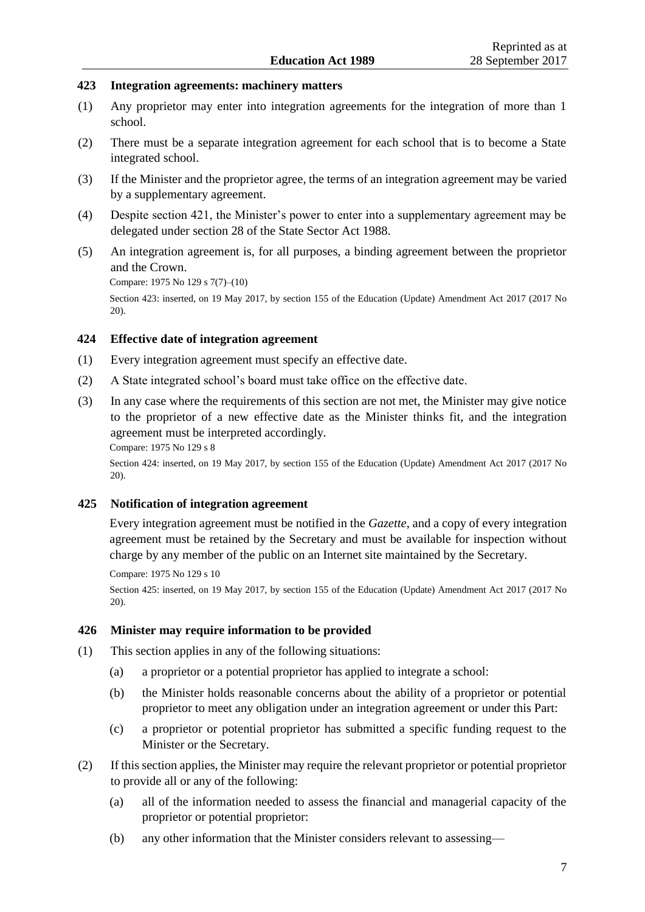### 423 Integration agreements: machinery matters

(1) Any proprietor may enter into integration agreements for the integration of more than 1 school.

(2) There must be a separate integration agreement for each school that is to become a State integrated school.

(3) If the Minister and the proprietor agree, the terms of an integration agreement may be varied by a supplementary agreement.

(4) Despite section 421, the Minister's power to enter into a supplementary agreement may be delegated under section 28 of the State Sector Act 1988.

(5) An integration agreement is, for all purposes, a binding agreement between the proprietor and the Crown.

Compare: 1975 No 129 s 7(7)–(10)

Section 423: inserted, on 19 May 2017, by section 155 of the Education (Update) Amendment Act 2017 (2017 No 20).

### 424 Effective date of integration agreement

(1) Every integration agreement must specify an effective date.

(2) A State integrated school's board must take office on the effective date.

(3) In any case where the requirements of this section are not met, the Minister may give notice to the proprietor of a new effective date as the Minister thinks fit, and the integration agreement must be interpreted accordingly.

Compare: 1975 No 129 s 8

Section 424: inserted, on 19 May 2017, by section 155 of the Education (Update) Amendment Act 2017 (2017 No 20).

### 425 Notification of integration agreement

Every integration agreement must be notified in the *Gazette*, and a copy of every integration agreement must be retained by the Secretary and must be available for inspection without charge by any member of the public on an Internet site maintained by the Secretary.

Compare: 1975 No 129 s 10

Section 425: inserted, on 19 May 2017, by section 155 of the Education (Update) Amendment Act 2017 (2017 No 20).

### 426 Minister may require information to be provided

(1) This section applies in any of the following situations:

- (a) a proprietor or a potential proprietor has applied to integrate a school:
- (b) the Minister holds reasonable concerns about the ability of a proprietor or potential proprietor to meet any obligation under an integration agreement or under this Part:
- (c) a proprietor or potential proprietor has submitted a specific funding request to the Minister or the Secretary.

(2) If this section applies, the Minister may require the relevant proprietor or potential proprietor to provide all or any of the following:

- (a) all of the information needed to assess the financial and managerial capacity of the proprietor or potential proprietor:
- (b) any other information that the Minister considers relevant to assessing—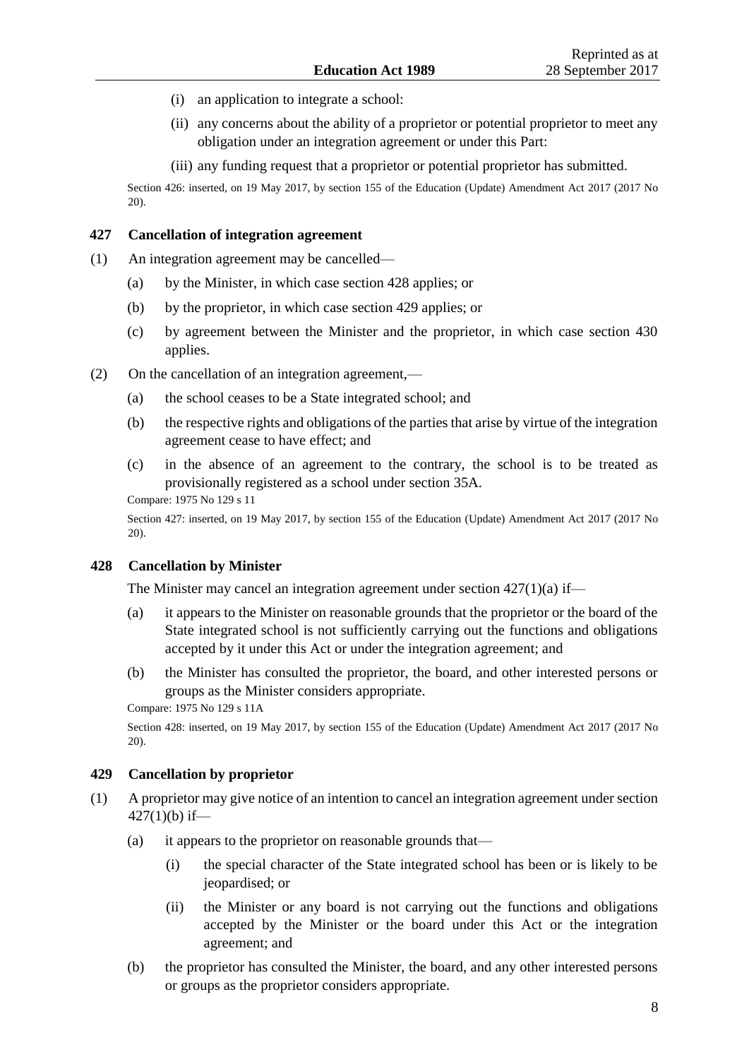(i) an application to integrate a school:

(ii) any concerns about the ability of a proprietor or potential proprietor to meet any obligation under an integration agreement or under this Part:

(iii) any funding request that a proprietor or potential proprietor has submitted.

Section 426: inserted, on 19 May 2017, by section 155 of the Education (Update) Amendment Act 2017 (2017 No 20).

### 427 Cancellation of integration agreement

(1) An integration agreement may be cancelled—

(a) by the Minister, in which case section 428 applies; or

(b) by the proprietor, in which case section 429 applies; or

(c) by agreement between the Minister and the proprietor, in which case section 430 applies.

(2) On the cancellation of an integration agreement,—

(a) the school ceases to be a State integrated school; and

(b) the respective rights and obligations of the parties that arise by virtue of the integration agreement cease to have effect; and

(c) in the absence of an agreement to the contrary, the school is to be treated as provisionally registered as a school under section 35A.

Compare: 1975 No 129 s 11

Section 427: inserted, on 19 May 2017, by section 155 of the Education (Update) Amendment Act 2017 (2017 No 20).

### 428 Cancellation by Minister

The Minister may cancel an integration agreement under section 427(1)(a) if—

(a) it appears to the Minister on reasonable grounds that the proprietor or the board of the State integrated school is not sufficiently carrying out the functions and obligations accepted by it under this Act or under the integration agreement; and

(b) the Minister has consulted the proprietor, the board, and other interested persons or groups as the Minister considers appropriate.

Compare: 1975 No 129 s 11A

Section 428: inserted, on 19 May 2017, by section 155 of the Education (Update) Amendment Act 2017 (2017 No 20).

### 429 Cancellation by proprietor

(1) A proprietor may give notice of an intention to cancel an integration agreement under section 427(1)(b) if—

(a) it appears to the proprietor on reasonable grounds that—

(i) the special character of the State integrated school has been or is likely to be jeopardised; or

(ii) the Minister or any board is not carrying out the functions and obligations accepted by the Minister or the board under this Act or the integration agreement; and

(b) the proprietor has consulted the Minister, the board, and any other interested persons or groups as the proprietor considers appropriate.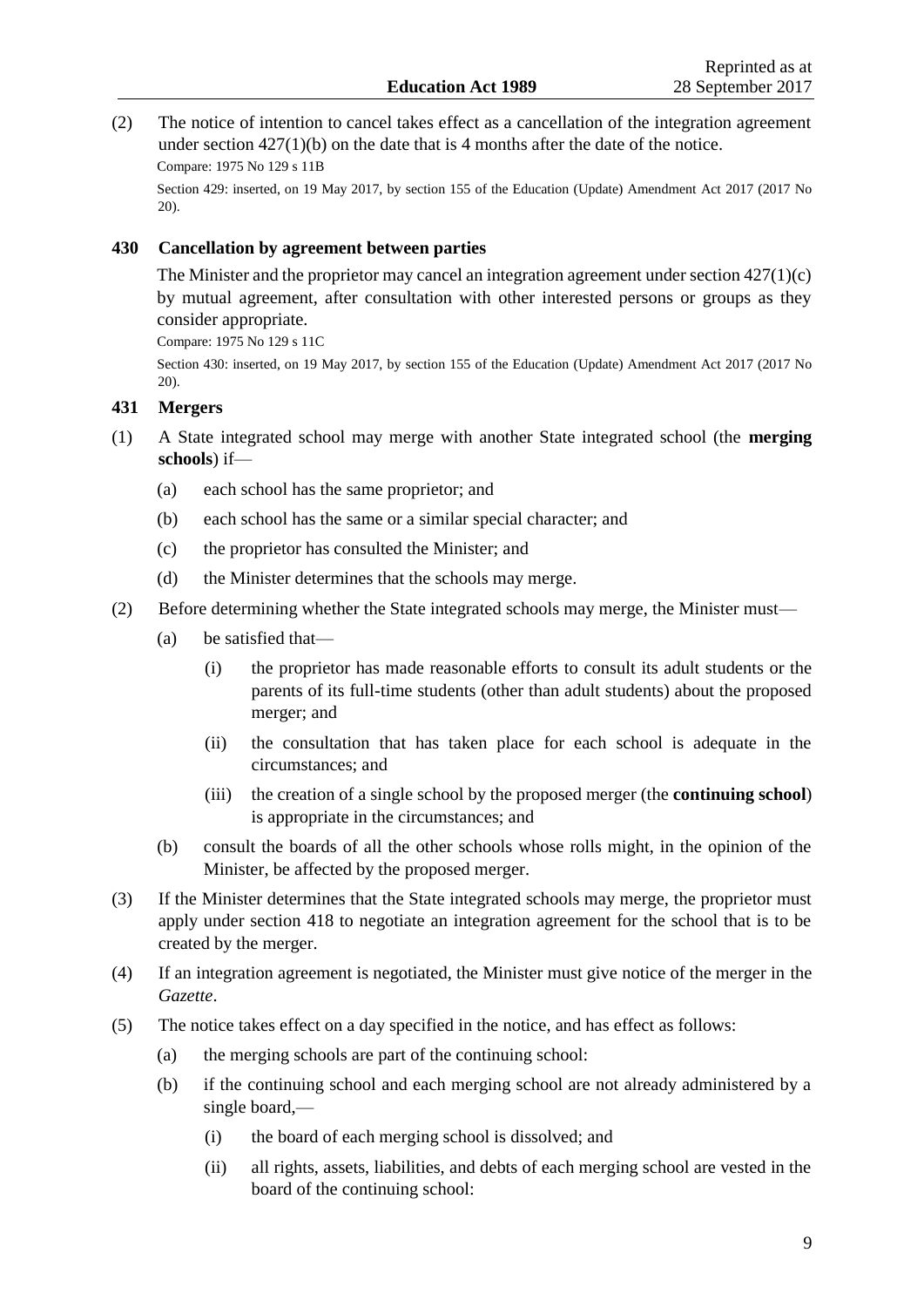(2) The notice of intention to cancel takes effect as a cancellation of the integration agreement under section 427(1)(b) on the date that is 4 months after the date of the notice.

Compare: 1975 No 129 s 11B

Section 429: inserted, on 19 May 2017, by section 155 of the Education (Update) Amendment Act 2017 (2017 No 20).

### 430 Cancellation by agreement between parties

The Minister and the proprietor may cancel an integration agreement under section 427(1)(c) by mutual agreement, after consultation with other interested persons or groups as they consider appropriate.

Compare: 1975 No 129 s 11C

Section 430: inserted, on 19 May 2017, by section 155 of the Education (Update) Amendment Act 2017 (2017 No 20).

### 431 Mergers

(1) A State integrated school may merge with another State integrated school (the **merging schools**) if—

- (a) each school has the same proprietor; and
- (b) each school has the same or a similar special character; and
- (c) the proprietor has consulted the Minister; and
- (d) the Minister determines that the schools may merge.

(2) Before determining whether the State integrated schools may merge, the Minister must—

- (a) be satisfied that—
  - (i) the proprietor has made reasonable efforts to consult its adult students or the parents of its full-time students (other than adult students) about the proposed merger; and
  - (ii) the consultation that has taken place for each school is adequate in the circumstances; and
  - (iii) the creation of a single school by the proposed merger (the **continuing school**) is appropriate in the circumstances; and
- (b) consult the boards of all the other schools whose rolls might, in the opinion of the Minister, be affected by the proposed merger.

(3) If the Minister determines that the State integrated schools may merge, the proprietor must apply under section 418 to negotiate an integration agreement for the school that is to be created by the merger.

(4) If an integration agreement is negotiated, the Minister must give notice of the merger in the *Gazette*.

(5) The notice takes effect on a day specified in the notice, and has effect as follows:

- (a) the merging schools are part of the continuing school:
- (b) if the continuing school and each merging school are not already administered by a single board,—
  - (i) the board of each merging school is dissolved; and
  - (ii) all rights, assets, liabilities, and debts of each merging school are vested in the board of the continuing school: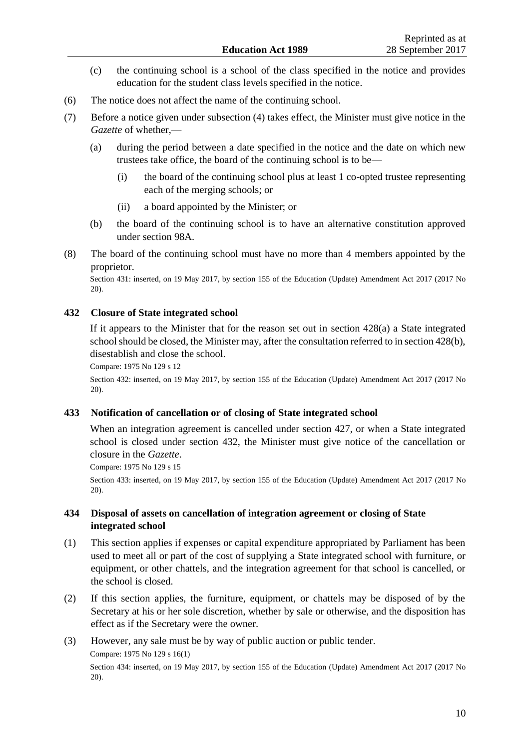(c) the continuing school is a school of the class specified in the notice and provides education for the student class levels specified in the notice.

(6) The notice does not affect the name of the continuing school.

(7) Before a notice given under subsection (4) takes effect, the Minister must give notice in the *Gazette* of whether,—

(a) during the period between a date specified in the notice and the date on which new trustees take office, the board of the continuing school is to be—

(i) the board of the continuing school plus at least 1 co-opted trustee representing each of the merging schools; or

(ii) a board appointed by the Minister; or

(b) the board of the continuing school is to have an alternative constitution approved under section 98A.

(8) The board of the continuing school must have no more than 4 members appointed by the proprietor.

Section 431: inserted, on 19 May 2017, by section 155 of the Education (Update) Amendment Act 2017 (2017 No 20).

### 432 Closure of State integrated school

If it appears to the Minister that for the reason set out in section 428(a) a State integrated school should be closed, the Minister may, after the consultation referred to in section 428(b), disestablish and close the school.

Compare: 1975 No 129 s 12

Section 432: inserted, on 19 May 2017, by section 155 of the Education (Update) Amendment Act 2017 (2017 No 20).

### 433 Notification of cancellation or of closing of State integrated school

When an integration agreement is cancelled under section 427, or when a State integrated school is closed under section 432, the Minister must give notice of the cancellation or closure in the *Gazette*.

Compare: 1975 No 129 s 15

Section 433: inserted, on 19 May 2017, by section 155 of the Education (Update) Amendment Act 2017 (2017 No 20).

### 434 Disposal of assets on cancellation of integration agreement or closing of State integrated school

(1) This section applies if expenses or capital expenditure appropriated by Parliament has been used to meet all or part of the cost of supplying a State integrated school with furniture, or equipment, or other chattels, and the integration agreement for that school is cancelled, or the school is closed.

(2) If this section applies, the furniture, equipment, or chattels may be disposed of by the Secretary at his or her sole discretion, whether by sale or otherwise, and the disposition has effect as if the Secretary were the owner.

(3) However, any sale must be by way of public auction or public tender.

Compare: 1975 No 129 s 16(1)

Section 434: inserted, on 19 May 2017, by section 155 of the Education (Update) Amendment Act 2017 (2017 No 20).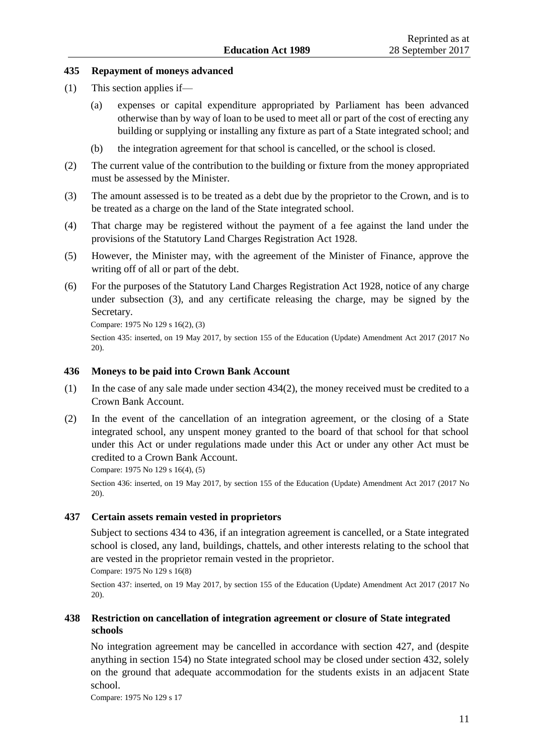### 435 Repayment of moneys advanced

(1) This section applies if—

(a) expenses or capital expenditure appropriated by Parliament has been advanced otherwise than by way of loan to be used to meet all or part of the cost of erecting any building or supplying or installing any fixture as part of a State integrated school; and

(b) the integration agreement for that school is cancelled, or the school is closed.

(2) The current value of the contribution to the building or fixture from the money appropriated must be assessed by the Minister.

(3) The amount assessed is to be treated as a debt due by the proprietor to the Crown, and is to be treated as a charge on the land of the State integrated school.

(4) That charge may be registered without the payment of a fee against the land under the provisions of the Statutory Land Charges Registration Act 1928.

(5) However, the Minister may, with the agreement of the Minister of Finance, approve the writing off of all or part of the debt.

(6) For the purposes of the Statutory Land Charges Registration Act 1928, notice of any charge under subsection (3), and any certificate releasing the charge, may be signed by the Secretary.

Compare: 1975 No 129 s 16(2), (3)

Section 435: inserted, on 19 May 2017, by section 155 of the Education (Update) Amendment Act 2017 (2017 No 20).

### 436 Moneys to be paid into Crown Bank Account

(1) In the case of any sale made under section 434(2), the money received must be credited to a Crown Bank Account.

(2) In the event of the cancellation of an integration agreement, or the closing of a State integrated school, any unspent money granted to the board of that school for that school under this Act or under regulations made under this Act or under any other Act must be credited to a Crown Bank Account.

Compare: 1975 No 129 s 16(4), (5)

Section 436: inserted, on 19 May 2017, by section 155 of the Education (Update) Amendment Act 2017 (2017 No 20).

### 437 Certain assets remain vested in proprietors

Subject to sections 434 to 436, if an integration agreement is cancelled, or a State integrated school is closed, any land, buildings, chattels, and other interests relating to the school that are vested in the proprietor remain vested in the proprietor.

Compare: 1975 No 129 s 16(8)

Section 437: inserted, on 19 May 2017, by section 155 of the Education (Update) Amendment Act 2017 (2017 No 20).

### 438 Restriction on cancellation of integration agreement or closure of State integrated schools

No integration agreement may be cancelled in accordance with section 427, and (despite anything in section 154) no State integrated school may be closed under section 432, solely on the ground that adequate accommodation for the students exists in an adjacent State school.

Compare: 1975 No 129 s 17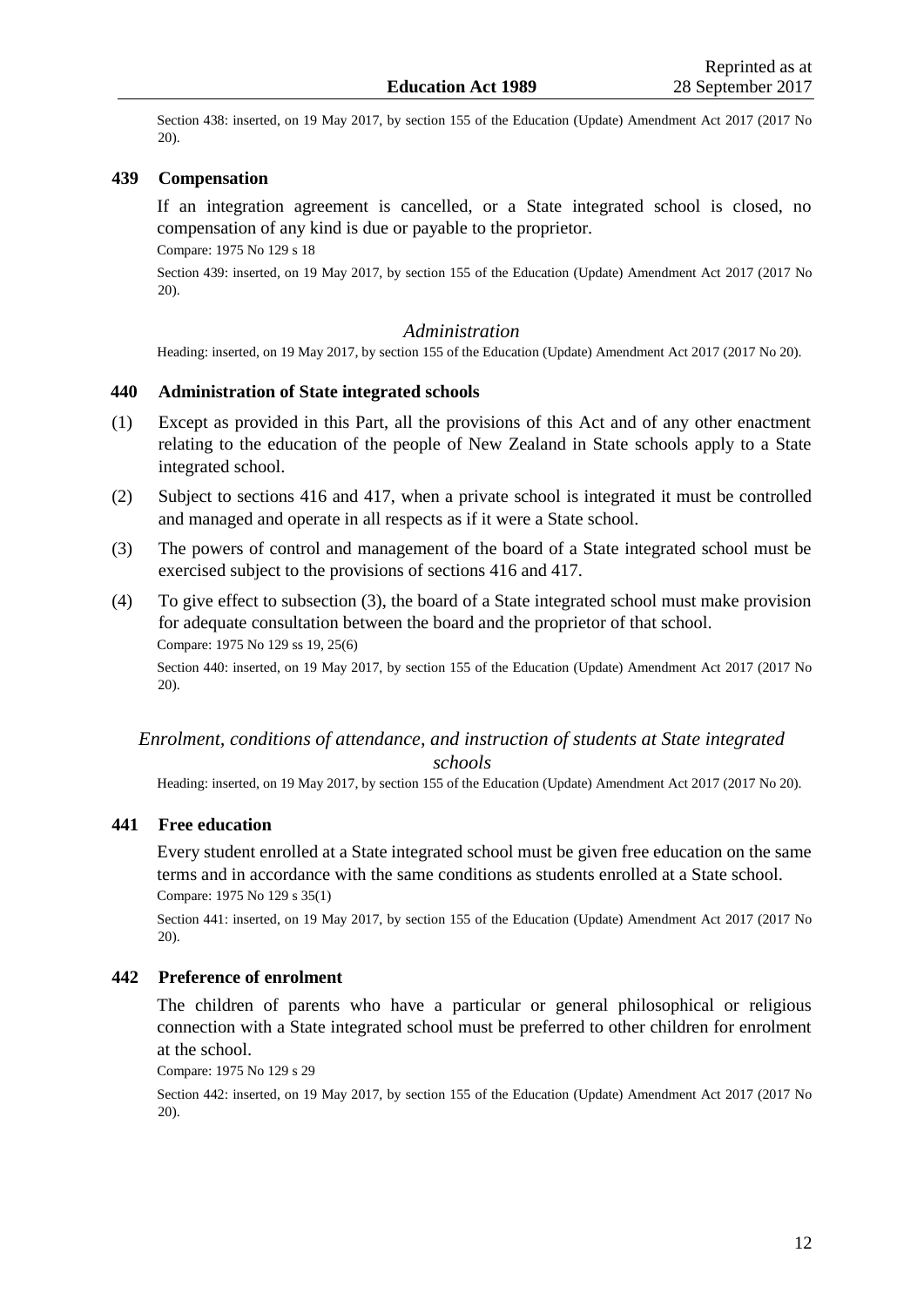Section 438: inserted, on 19 May 2017, by section 155 of the Education (Update) Amendment Act 2017 (2017 No 20).

### 439 Compensation

If an integration agreement is cancelled, or a State integrated school is closed, no compensation of any kind is due or payable to the proprietor.

Compare: 1975 No 129 s 18

Section 439: inserted, on 19 May 2017, by section 155 of the Education (Update) Amendment Act 2017 (2017 No 20).

## *Administration*

Heading: inserted, on 19 May 2017, by section 155 of the Education (Update) Amendment Act 2017 (2017 No 20).

### 440 Administration of State integrated schools

(1) Except as provided in this Part, all the provisions of this Act and of any other enactment relating to the education of the people of New Zealand in State schools apply to a State integrated school.

(2) Subject to sections 416 and 417, when a private school is integrated it must be controlled and managed and operate in all respects as if it were a State school.

(3) The powers of control and management of the board of a State integrated school must be exercised subject to the provisions of sections 416 and 417.

(4) To give effect to subsection (3), the board of a State integrated school must make provision for adequate consultation between the board and the proprietor of that school.

Compare: 1975 No 129 ss 19, 25(6)

Section 440: inserted, on 19 May 2017, by section 155 of the Education (Update) Amendment Act 2017 (2017 No 20).

## *Enrolment, conditions of attendance, and instruction of students at State integrated schools*

Heading: inserted, on 19 May 2017, by section 155 of the Education (Update) Amendment Act 2017 (2017 No 20).

### 441 Free education

Every student enrolled at a State integrated school must be given free education on the same terms and in accordance with the same conditions as students enrolled at a State school.

Compare: 1975 No 129 s 35(1)

Section 441: inserted, on 19 May 2017, by section 155 of the Education (Update) Amendment Act 2017 (2017 No 20).

### 442 Preference of enrolment

The children of parents who have a particular or general philosophical or religious connection with a State integrated school must be preferred to other children for enrolment at the school.

Compare: 1975 No 129 s 29

Section 442: inserted, on 19 May 2017, by section 155 of the Education (Update) Amendment Act 2017 (2017 No 20).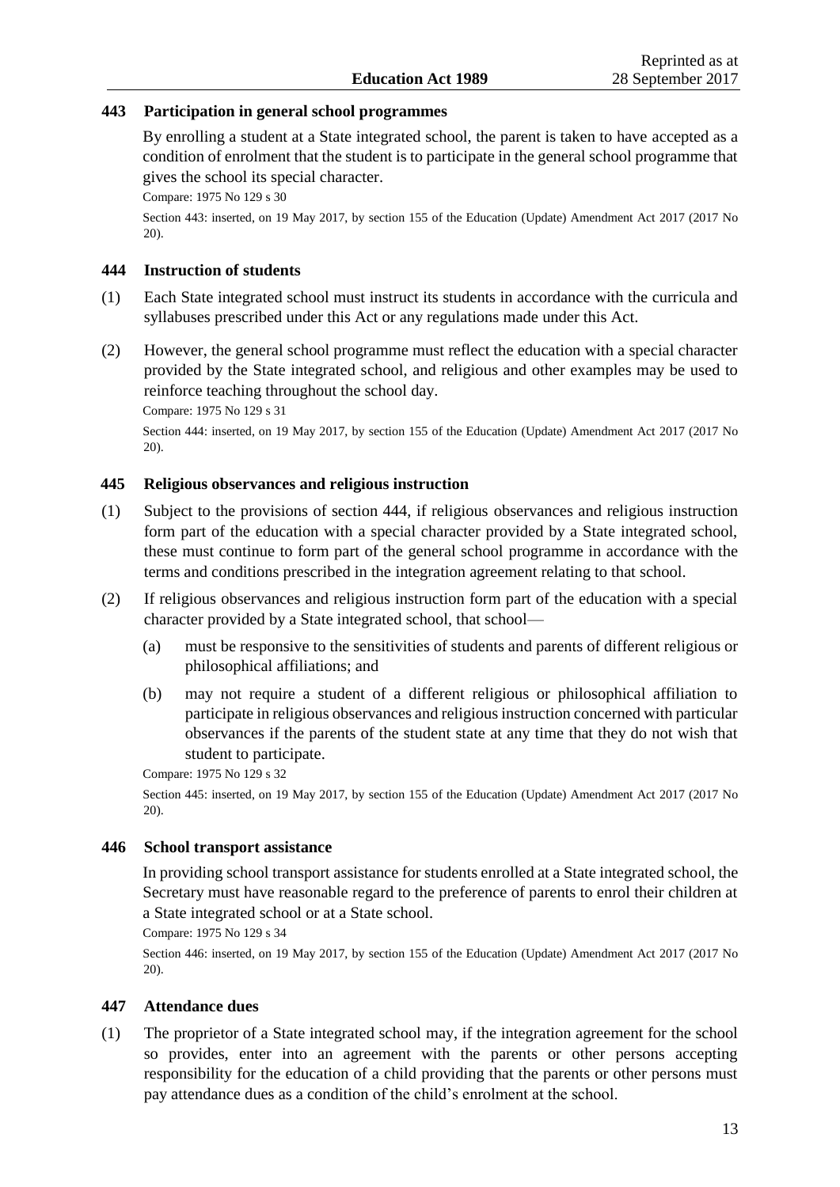### 443 Participation in general school programmes

By enrolling a student at a State integrated school, the parent is taken to have accepted as a condition of enrolment that the student is to participate in the general school programme that gives the school its special character.

Compare: 1975 No 129 s 30

Section 443: inserted, on 19 May 2017, by section 155 of the Education (Update) Amendment Act 2017 (2017 No 20).

### 444 Instruction of students

(1) Each State integrated school must instruct its students in accordance with the curricula and syllabuses prescribed under this Act or any regulations made under this Act.

(2) However, the general school programme must reflect the education with a special character provided by the State integrated school, and religious and other examples may be used to reinforce teaching throughout the school day.

Compare: 1975 No 129 s 31

Section 444: inserted, on 19 May 2017, by section 155 of the Education (Update) Amendment Act 2017 (2017 No 20).

### 445 Religious observances and religious instruction

(1) Subject to the provisions of section 444, if religious observances and religious instruction form part of the education with a special character provided by a State integrated school, these must continue to form part of the general school programme in accordance with the terms and conditions prescribed in the integration agreement relating to that school.

(2) If religious observances and religious instruction form part of the education with a special character provided by a State integrated school, that school—

   (a) must be responsive to the sensitivities of students and parents of different religious or philosophical affiliations; and

   (b) may not require a student of a different religious or philosophical affiliation to participate in religious observances and religious instruction concerned with particular observances if the parents of the student state at any time that they do not wish that student to participate.

Compare: 1975 No 129 s 32

Section 445: inserted, on 19 May 2017, by section 155 of the Education (Update) Amendment Act 2017 (2017 No 20).

### 446 School transport assistance

In providing school transport assistance for students enrolled at a State integrated school, the Secretary must have reasonable regard to the preference of parents to enrol their children at a State integrated school or at a State school.

Compare: 1975 No 129 s 34

Section 446: inserted, on 19 May 2017, by section 155 of the Education (Update) Amendment Act 2017 (2017 No 20).

### 447 Attendance dues

(1) The proprietor of a State integrated school may, if the integration agreement for the school so provides, enter into an agreement with the parents or other persons accepting responsibility for the education of a child providing that the parents or other persons must pay attendance dues as a condition of the child's enrolment at the school.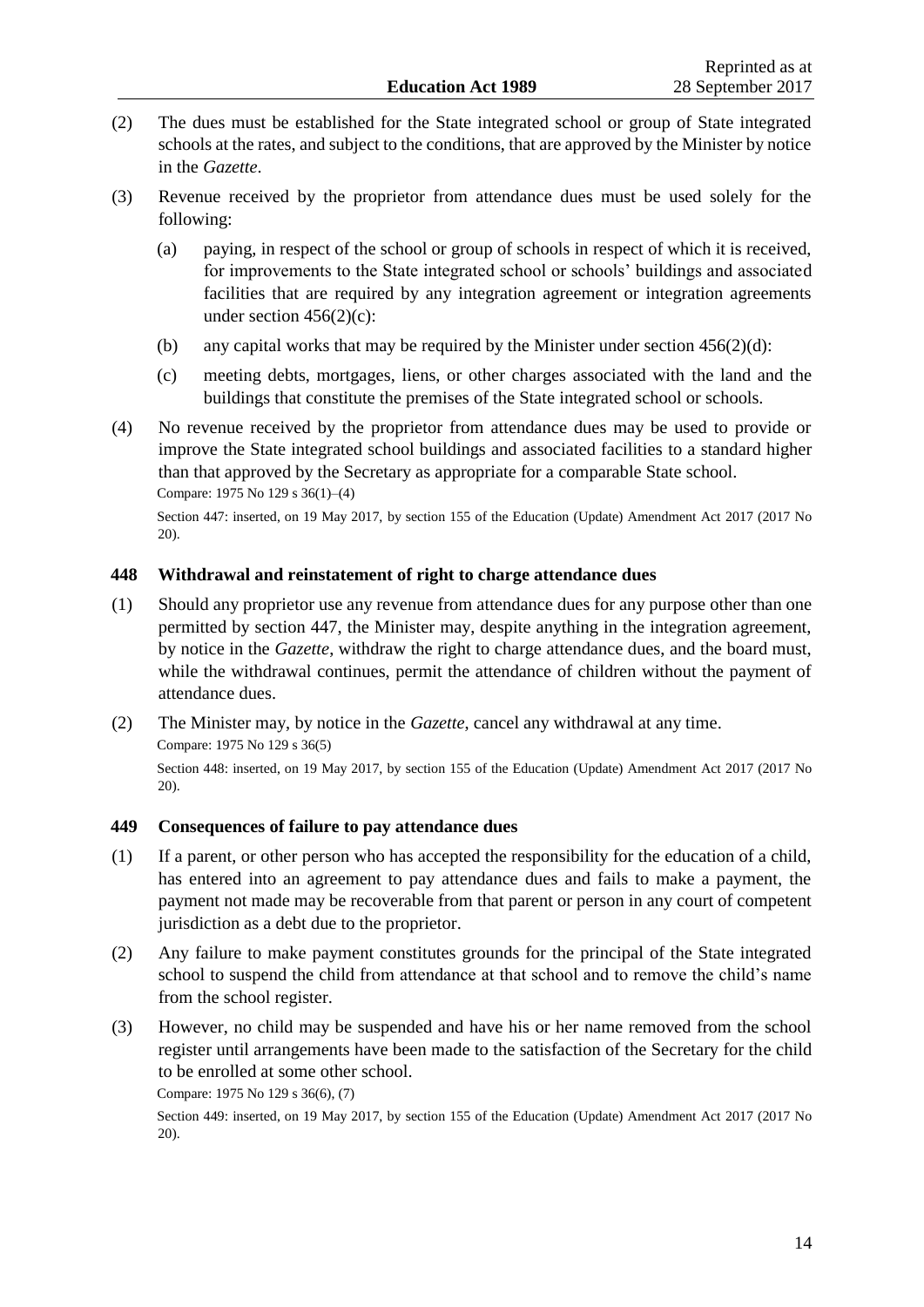(2) The dues must be established for the State integrated school or group of State integrated schools at the rates, and subject to the conditions, that are approved by the Minister by notice in the *Gazette*.

(3) Revenue received by the proprietor from attendance dues must be used solely for the following:

  (a) paying, in respect of the school or group of schools in respect of which it is received, for improvements to the State integrated school or schools' buildings and associated facilities that are required by any integration agreement or integration agreements under section 456(2)(c):

  (b) any capital works that may be required by the Minister under section 456(2)(d):

  (c) meeting debts, mortgages, liens, or other charges associated with the land and the buildings that constitute the premises of the State integrated school or schools.

(4) No revenue received by the proprietor from attendance dues may be used to provide or improve the State integrated school buildings and associated facilities to a standard higher than that approved by the Secretary as appropriate for a comparable State school.

Compare: 1975 No 129 s 36(1)–(4)

Section 447: inserted, on 19 May 2017, by section 155 of the Education (Update) Amendment Act 2017 (2017 No 20).

### 448 Withdrawal and reinstatement of right to charge attendance dues

(1) Should any proprietor use any revenue from attendance dues for any purpose other than one permitted by section 447, the Minister may, despite anything in the integration agreement, by notice in the *Gazette*, withdraw the right to charge attendance dues, and the board must, while the withdrawal continues, permit the attendance of children without the payment of attendance dues.

(2) The Minister may, by notice in the *Gazette*, cancel any withdrawal at any time.

Compare: 1975 No 129 s 36(5)

Section 448: inserted, on 19 May 2017, by section 155 of the Education (Update) Amendment Act 2017 (2017 No 20).

### 449 Consequences of failure to pay attendance dues

(1) If a parent, or other person who has accepted the responsibility for the education of a child, has entered into an agreement to pay attendance dues and fails to make a payment, the payment not made may be recoverable from that parent or person in any court of competent jurisdiction as a debt due to the proprietor.

(2) Any failure to make payment constitutes grounds for the principal of the State integrated school to suspend the child from attendance at that school and to remove the child's name from the school register.

(3) However, no child may be suspended and have his or her name removed from the school register until arrangements have been made to the satisfaction of the Secretary for the child to be enrolled at some other school.

Compare: 1975 No 129 s 36(6), (7)

Section 449: inserted, on 19 May 2017, by section 155 of the Education (Update) Amendment Act 2017 (2017 No 20).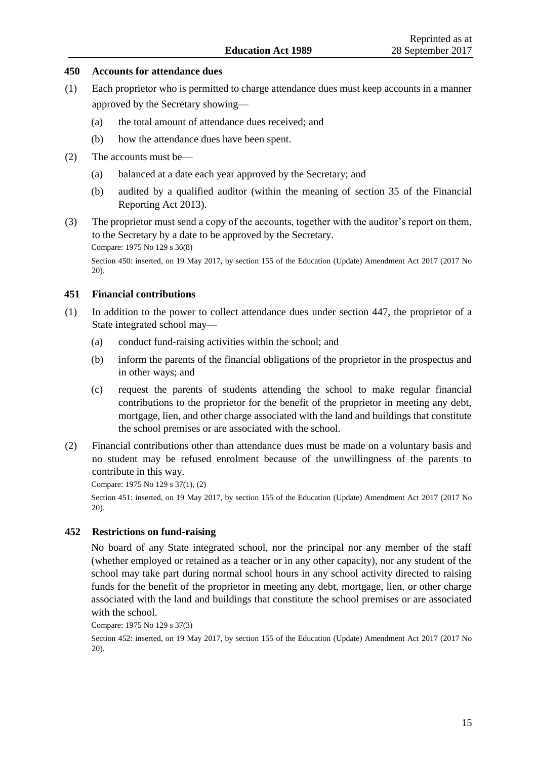### 450 Accounts for attendance dues

(1) Each proprietor who is permitted to charge attendance dues must keep accounts in a manner approved by the Secretary showing—

(a) the total amount of attendance dues received; and

(b) how the attendance dues have been spent.

(2) The accounts must be—

(a) balanced at a date each year approved by the Secretary; and

(b) audited by a qualified auditor (within the meaning of section 35 of the Financial Reporting Act 2013).

(3) The proprietor must send a copy of the accounts, together with the auditor's report on them, to the Secretary by a date to be approved by the Secretary.

Compare: 1975 No 129 s 36(8)

Section 450: inserted, on 19 May 2017, by section 155 of the Education (Update) Amendment Act 2017 (2017 No 20).

### 451 Financial contributions

(1) In addition to the power to collect attendance dues under section 447, the proprietor of a State integrated school may—

(a) conduct fund-raising activities within the school; and

(b) inform the parents of the financial obligations of the proprietor in the prospectus and in other ways; and

(c) request the parents of students attending the school to make regular financial contributions to the proprietor for the benefit of the proprietor in meeting any debt, mortgage, lien, and other charge associated with the land and buildings that constitute the school premises or are associated with the school.

(2) Financial contributions other than attendance dues must be made on a voluntary basis and no student may be refused enrolment because of the unwillingness of the parents to contribute in this way.

Compare: 1975 No 129 s 37(1), (2)

Section 451: inserted, on 19 May 2017, by section 155 of the Education (Update) Amendment Act 2017 (2017 No 20).

### 452 Restrictions on fund-raising

No board of any State integrated school, nor the principal nor any member of the staff (whether employed or retained as a teacher or in any other capacity), nor any student of the school may take part during normal school hours in any school activity directed to raising funds for the benefit of the proprietor in meeting any debt, mortgage, lien, or other charge associated with the land and buildings that constitute the school premises or are associated with the school.

Compare: 1975 No 129 s 37(3)

Section 452: inserted, on 19 May 2017, by section 155 of the Education (Update) Amendment Act 2017 (2017 No 20).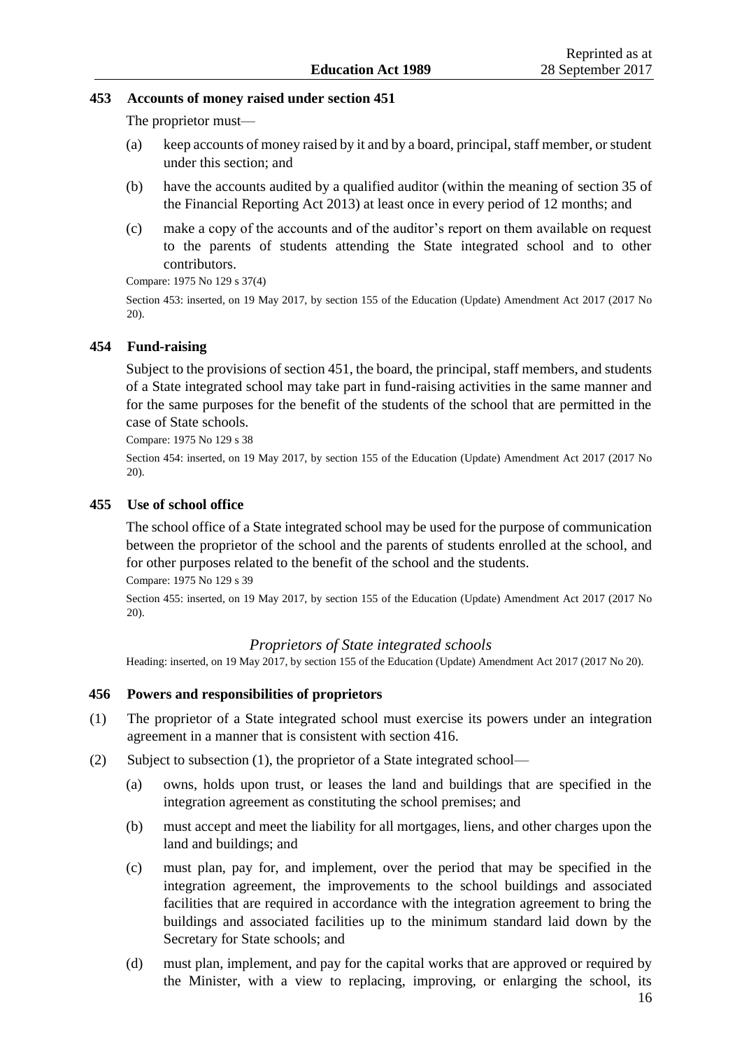### 453 Accounts of money raised under section 451

The proprietor must—

(a) keep accounts of money raised by it and by a board, principal, staff member, or student under this section; and

(b) have the accounts audited by a qualified auditor (within the meaning of section 35 of the Financial Reporting Act 2013) at least once in every period of 12 months; and

(c) make a copy of the accounts and of the auditor's report on them available on request to the parents of students attending the State integrated school and to other contributors.

Compare: 1975 No 129 s 37(4)

Section 453: inserted, on 19 May 2017, by section 155 of the Education (Update) Amendment Act 2017 (2017 No 20).

### 454 Fund-raising

Subject to the provisions of section 451, the board, the principal, staff members, and students of a State integrated school may take part in fund-raising activities in the same manner and for the same purposes for the benefit of the students of the school that are permitted in the case of State schools.

Compare: 1975 No 129 s 38

Section 454: inserted, on 19 May 2017, by section 155 of the Education (Update) Amendment Act 2017 (2017 No 20).

### 455 Use of school office

The school office of a State integrated school may be used for the purpose of communication between the proprietor of the school and the parents of students enrolled at the school, and for other purposes related to the benefit of the school and the students.

Compare: 1975 No 129 s 39

Section 455: inserted, on 19 May 2017, by section 155 of the Education (Update) Amendment Act 2017 (2017 No 20).

## *Proprietors of State integrated schools*

Heading: inserted, on 19 May 2017, by section 155 of the Education (Update) Amendment Act 2017 (2017 No 20).

### 456 Powers and responsibilities of proprietors

(1) The proprietor of a State integrated school must exercise its powers under an integration agreement in a manner that is consistent with section 416.

(2) Subject to subsection (1), the proprietor of a State integrated school—

(a) owns, holds upon trust, or leases the land and buildings that are specified in the integration agreement as constituting the school premises; and

(b) must accept and meet the liability for all mortgages, liens, and other charges upon the land and buildings; and

(c) must plan, pay for, and implement, over the period that may be specified in the integration agreement, the improvements to the school buildings and associated facilities that are required in accordance with the integration agreement to bring the buildings and associated facilities up to the minimum standard laid down by the Secretary for State schools; and

(d) must plan, implement, and pay for the capital works that are approved or required by the Minister, with a view to replacing, improving, or enlarging the school, its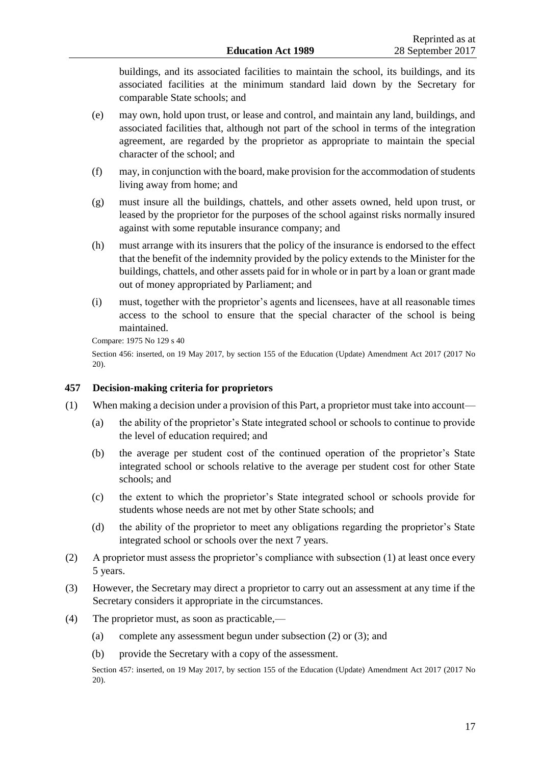buildings, and its associated facilities to maintain the school, its buildings, and its associated facilities at the minimum standard laid down by the Secretary for comparable State schools; and

(e) may own, hold upon trust, or lease and control, and maintain any land, buildings, and associated facilities that, although not part of the school in terms of the integration agreement, are regarded by the proprietor as appropriate to maintain the special character of the school; and

(f) may, in conjunction with the board, make provision for the accommodation of students living away from home; and

(g) must insure all the buildings, chattels, and other assets owned, held upon trust, or leased by the proprietor for the purposes of the school against risks normally insured against with some reputable insurance company; and

(h) must arrange with its insurers that the policy of the insurance is endorsed to the effect that the benefit of the indemnity provided by the policy extends to the Minister for the buildings, chattels, and other assets paid for in whole or in part by a loan or grant made out of money appropriated by Parliament; and

(i) must, together with the proprietor's agents and licensees, have at all reasonable times access to the school to ensure that the special character of the school is being maintained.

Compare: 1975 No 129 s 40

Section 456: inserted, on 19 May 2017, by section 155 of the Education (Update) Amendment Act 2017 (2017 No 20).

### 457 Decision-making criteria for proprietors

(1) When making a decision under a provision of this Part, a proprietor must take into account—

(a) the ability of the proprietor's State integrated school or schools to continue to provide the level of education required; and

(b) the average per student cost of the continued operation of the proprietor's State integrated school or schools relative to the average per student cost for other State schools; and

(c) the extent to which the proprietor's State integrated school or schools provide for students whose needs are not met by other State schools; and

(d) the ability of the proprietor to meet any obligations regarding the proprietor's State integrated school or schools over the next 7 years.

(2) A proprietor must assess the proprietor's compliance with subsection (1) at least once every 5 years.

(3) However, the Secretary may direct a proprietor to carry out an assessment at any time if the Secretary considers it appropriate in the circumstances.

(4) The proprietor must, as soon as practicable,—

(a) complete any assessment begun under subsection (2) or (3); and

(b) provide the Secretary with a copy of the assessment.

Section 457: inserted, on 19 May 2017, by section 155 of the Education (Update) Amendment Act 2017 (2017 No 20).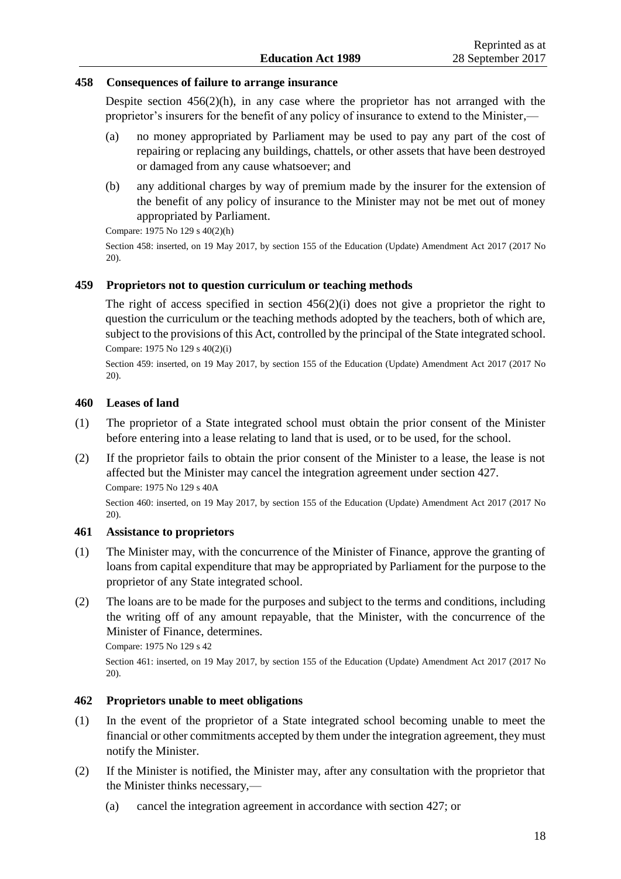### 458 Consequences of failure to arrange insurance

Despite section 456(2)(h), in any case where the proprietor has not arranged with the proprietor's insurers for the benefit of any policy of insurance to extend to the Minister,—

- (a) no money appropriated by Parliament may be used to pay any part of the cost of repairing or replacing any buildings, chattels, or other assets that have been destroyed or damaged from any cause whatsoever; and
- (b) any additional charges by way of premium made by the insurer for the extension of the benefit of any policy of insurance to the Minister may not be met out of money appropriated by Parliament.

Compare: 1975 No 129 s 40(2)(h)

Section 458: inserted, on 19 May 2017, by section 155 of the Education (Update) Amendment Act 2017 (2017 No 20).

### 459 Proprietors not to question curriculum or teaching methods

The right of access specified in section 456(2)(i) does not give a proprietor the right to question the curriculum or the teaching methods adopted by the teachers, both of which are, subject to the provisions of this Act, controlled by the principal of the State integrated school.

Compare: 1975 No 129 s 40(2)(i)

Section 459: inserted, on 19 May 2017, by section 155 of the Education (Update) Amendment Act 2017 (2017 No 20).

### 460 Leases of land

(1) The proprietor of a State integrated school must obtain the prior consent of the Minister before entering into a lease relating to land that is used, or to be used, for the school.

(2) If the proprietor fails to obtain the prior consent of the Minister to a lease, the lease is not affected but the Minister may cancel the integration agreement under section 427.

Compare: 1975 No 129 s 40A

Section 460: inserted, on 19 May 2017, by section 155 of the Education (Update) Amendment Act 2017 (2017 No 20).

### 461 Assistance to proprietors

(1) The Minister may, with the concurrence of the Minister of Finance, approve the granting of loans from capital expenditure that may be appropriated by Parliament for the purpose to the proprietor of any State integrated school.

(2) The loans are to be made for the purposes and subject to the terms and conditions, including the writing off of any amount repayable, that the Minister, with the concurrence of the Minister of Finance, determines.

Compare: 1975 No 129 s 42

Section 461: inserted, on 19 May 2017, by section 155 of the Education (Update) Amendment Act 2017 (2017 No 20).

### 462 Proprietors unable to meet obligations

(1) In the event of the proprietor of a State integrated school becoming unable to meet the financial or other commitments accepted by them under the integration agreement, they must notify the Minister.

(2) If the Minister is notified, the Minister may, after any consultation with the proprietor that the Minister thinks necessary,—

- (a) cancel the integration agreement in accordance with section 427; or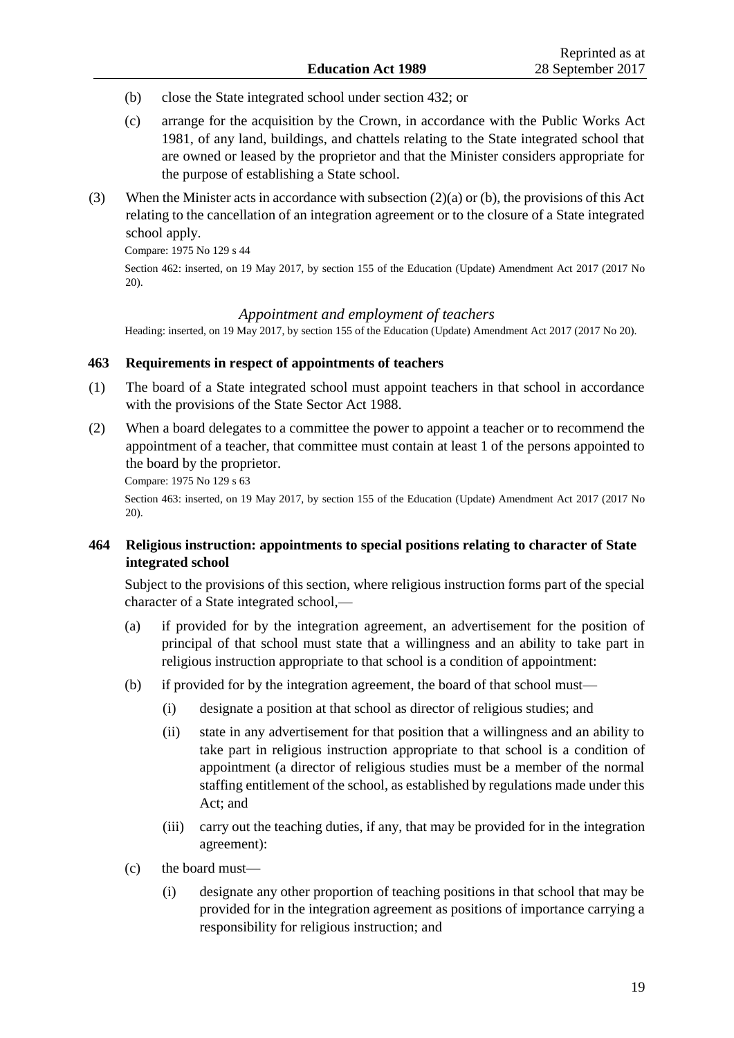(b) close the State integrated school under section 432; or

(c) arrange for the acquisition by the Crown, in accordance with the Public Works Act 1981, of any land, buildings, and chattels relating to the State integrated school that are owned or leased by the proprietor and that the Minister considers appropriate for the purpose of establishing a State school.

(3) When the Minister acts in accordance with subsection (2)(a) or (b), the provisions of this Act relating to the cancellation of an integration agreement or to the closure of a State integrated school apply.

Compare: 1975 No 129 s 44

Section 462: inserted, on 19 May 2017, by section 155 of the Education (Update) Amendment Act 2017 (2017 No 20).

*Appointment and employment of teachers*

Heading: inserted, on 19 May 2017, by section 155 of the Education (Update) Amendment Act 2017 (2017 No 20).

### 463 Requirements in respect of appointments of teachers

(1) The board of a State integrated school must appoint teachers in that school in accordance with the provisions of the State Sector Act 1988.

(2) When a board delegates to a committee the power to appoint a teacher or to recommend the appointment of a teacher, that committee must contain at least 1 of the persons appointed to the board by the proprietor.

Compare: 1975 No 129 s 63

Section 463: inserted, on 19 May 2017, by section 155 of the Education (Update) Amendment Act 2017 (2017 No 20).

### 464 Religious instruction: appointments to special positions relating to character of State integrated school

Subject to the provisions of this section, where religious instruction forms part of the special character of a State integrated school,—

(a) if provided for by the integration agreement, an advertisement for the position of principal of that school must state that a willingness and an ability to take part in religious instruction appropriate to that school is a condition of appointment:

(b) if provided for by the integration agreement, the board of that school must—

(i) designate a position at that school as director of religious studies; and

(ii) state in any advertisement for that position that a willingness and an ability to take part in religious instruction appropriate to that school is a condition of appointment (a director of religious studies must be a member of the normal staffing entitlement of the school, as established by regulations made under this Act; and

(iii) carry out the teaching duties, if any, that may be provided for in the integration agreement):

(c) the board must—

(i) designate any other proportion of teaching positions in that school that may be provided for in the integration agreement as positions of importance carrying a responsibility for religious instruction; and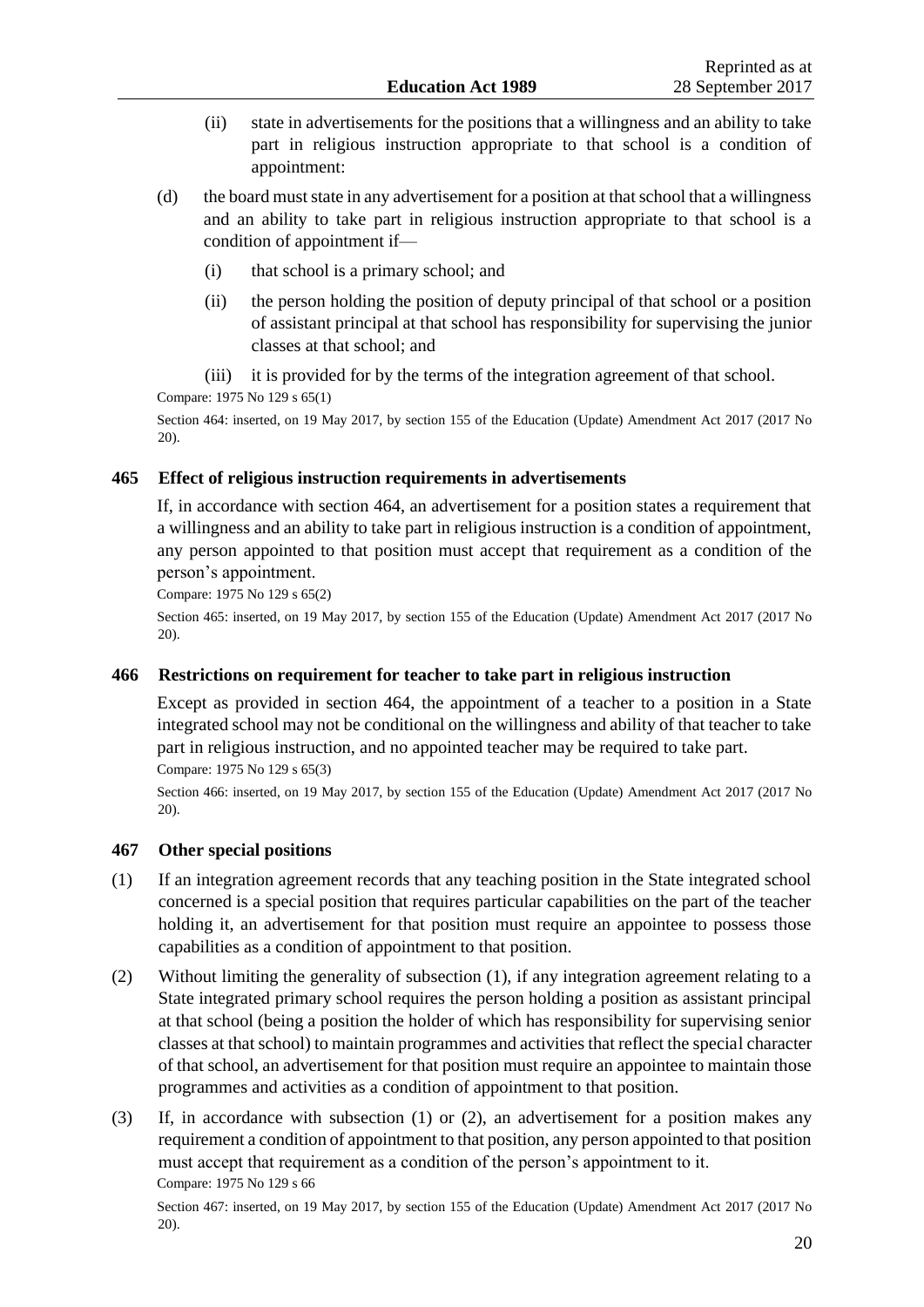(ii) state in advertisements for the positions that a willingness and an ability to take part in religious instruction appropriate to that school is a condition of appointment:

(d) the board must state in any advertisement for a position at that school that a willingness and an ability to take part in religious instruction appropriate to that school is a condition of appointment if—

(i) that school is a primary school; and

(ii) the person holding the position of deputy principal of that school or a position of assistant principal at that school has responsibility for supervising the junior classes at that school; and

(iii) it is provided for by the terms of the integration agreement of that school.

Compare: 1975 No 129 s 65(1)

Section 464: inserted, on 19 May 2017, by section 155 of the Education (Update) Amendment Act 2017 (2017 No 20).

### 465 Effect of religious instruction requirements in advertisements

If, in accordance with section 464, an advertisement for a position states a requirement that a willingness and an ability to take part in religious instruction is a condition of appointment, any person appointed to that position must accept that requirement as a condition of the person's appointment.

Compare: 1975 No 129 s 65(2)

Section 465: inserted, on 19 May 2017, by section 155 of the Education (Update) Amendment Act 2017 (2017 No 20).

### 466 Restrictions on requirement for teacher to take part in religious instruction

Except as provided in section 464, the appointment of a teacher to a position in a State integrated school may not be conditional on the willingness and ability of that teacher to take part in religious instruction, and no appointed teacher may be required to take part.

Compare: 1975 No 129 s 65(3)

Section 466: inserted, on 19 May 2017, by section 155 of the Education (Update) Amendment Act 2017 (2017 No 20).

### 467 Other special positions

(1) If an integration agreement records that any teaching position in the State integrated school concerned is a special position that requires particular capabilities on the part of the teacher holding it, an advertisement for that position must require an appointee to possess those capabilities as a condition of appointment to that position.

(2) Without limiting the generality of subsection (1), if any integration agreement relating to a State integrated primary school requires the person holding a position as assistant principal at that school (being a position the holder of which has responsibility for supervising senior classes at that school) to maintain programmes and activities that reflect the special character of that school, an advertisement for that position must require an appointee to maintain those programmes and activities as a condition of appointment to that position.

(3) If, in accordance with subsection (1) or (2), an advertisement for a position makes any requirement a condition of appointment to that position, any person appointed to that position must accept that requirement as a condition of the person's appointment to it.

Compare: 1975 No 129 s 66

Section 467: inserted, on 19 May 2017, by section 155 of the Education (Update) Amendment Act 2017 (2017 No 20).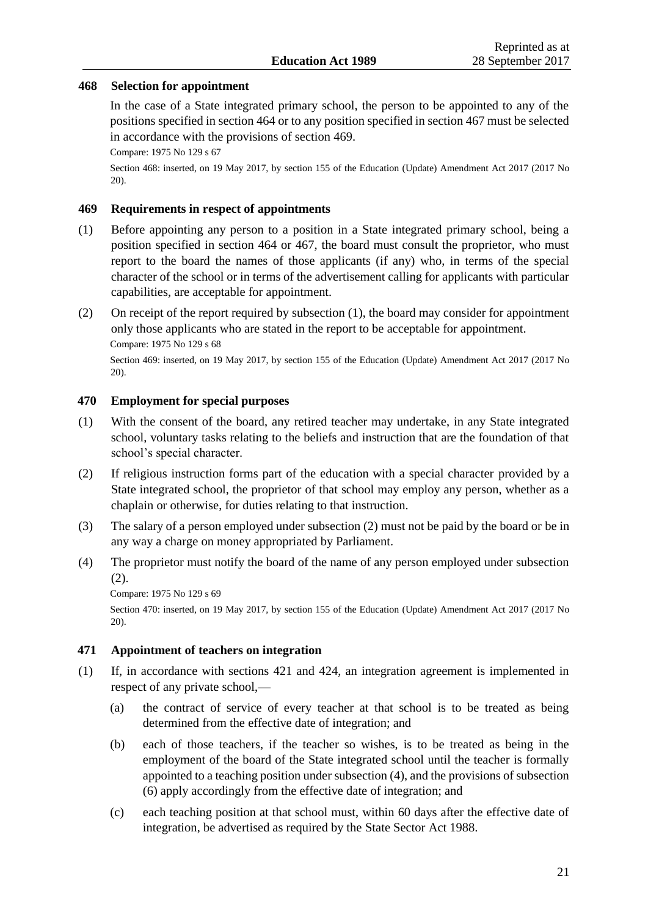### 468 Selection for appointment

In the case of a State integrated primary school, the person to be appointed to any of the positions specified in section 464 or to any position specified in section 467 must be selected in accordance with the provisions of section 469.

Compare: 1975 No 129 s 67

Section 468: inserted, on 19 May 2017, by section 155 of the Education (Update) Amendment Act 2017 (2017 No 20).

### 469 Requirements in respect of appointments

(1) Before appointing any person to a position in a State integrated primary school, being a position specified in section 464 or 467, the board must consult the proprietor, who must report to the board the names of those applicants (if any) who, in terms of the special character of the school or in terms of the advertisement calling for applicants with particular capabilities, are acceptable for appointment.

(2) On receipt of the report required by subsection (1), the board may consider for appointment only those applicants who are stated in the report to be acceptable for appointment.

Compare: 1975 No 129 s 68

Section 469: inserted, on 19 May 2017, by section 155 of the Education (Update) Amendment Act 2017 (2017 No 20).

### 470 Employment for special purposes

(1) With the consent of the board, any retired teacher may undertake, in any State integrated school, voluntary tasks relating to the beliefs and instruction that are the foundation of that school's special character.

(2) If religious instruction forms part of the education with a special character provided by a State integrated school, the proprietor of that school may employ any person, whether as a chaplain or otherwise, for duties relating to that instruction.

(3) The salary of a person employed under subsection (2) must not be paid by the board or be in any way a charge on money appropriated by Parliament.

(4) The proprietor must notify the board of the name of any person employed under subsection (2).

Compare: 1975 No 129 s 69

Section 470: inserted, on 19 May 2017, by section 155 of the Education (Update) Amendment Act 2017 (2017 No 20).

### 471 Appointment of teachers on integration

(1) If, in accordance with sections 421 and 424, an integration agreement is implemented in respect of any private school,—

   (a) the contract of service of every teacher at that school is to be treated as being determined from the effective date of integration; and

   (b) each of those teachers, if the teacher so wishes, is to be treated as being in the employment of the board of the State integrated school until the teacher is formally appointed to a teaching position under subsection (4), and the provisions of subsection (6) apply accordingly from the effective date of integration; and

   (c) each teaching position at that school must, within 60 days after the effective date of integration, be advertised as required by the State Sector Act 1988.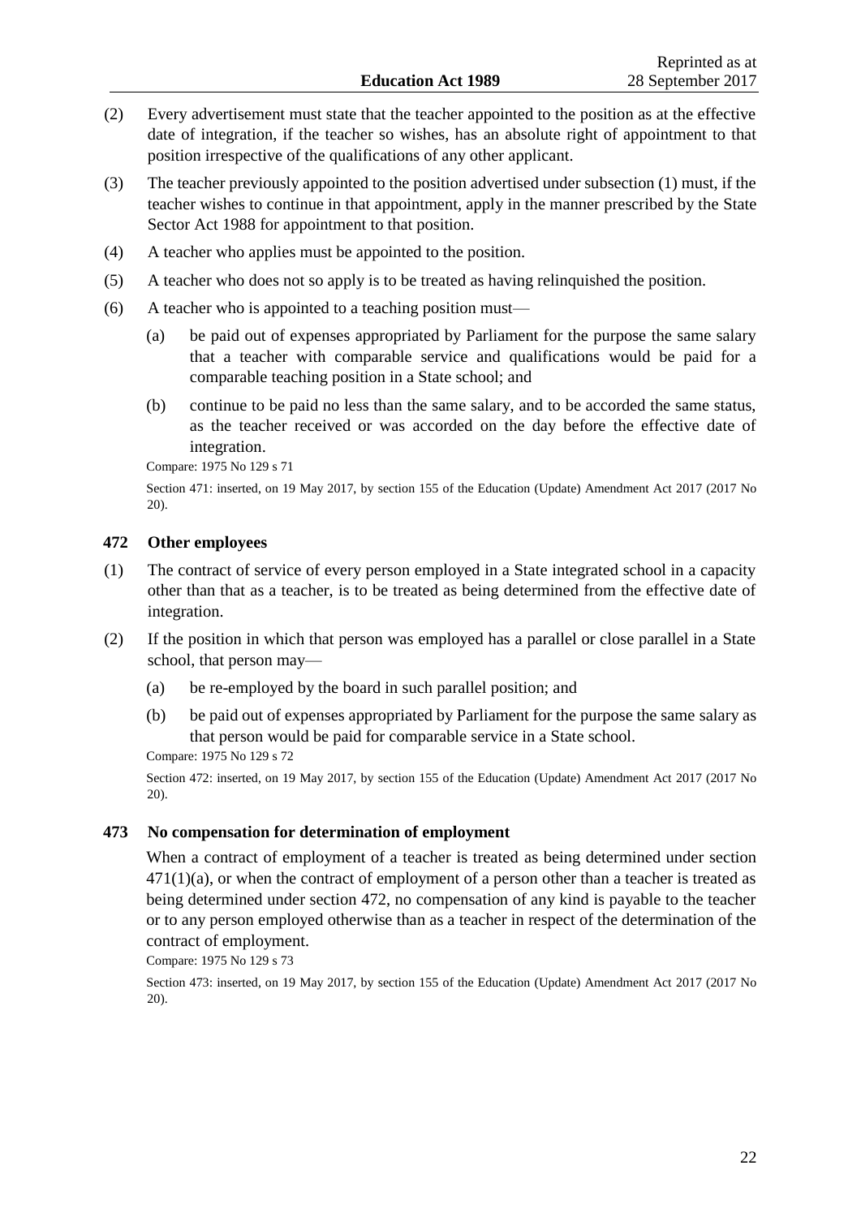(2) Every advertisement must state that the teacher appointed to the position as at the effective date of integration, if the teacher so wishes, has an absolute right of appointment to that position irrespective of the qualifications of any other applicant.

(3) The teacher previously appointed to the position advertised under subsection (1) must, if the teacher wishes to continue in that appointment, apply in the manner prescribed by the State Sector Act 1988 for appointment to that position.

(4) A teacher who applies must be appointed to the position.

(5) A teacher who does not so apply is to be treated as having relinquished the position.

(6) A teacher who is appointed to a teaching position must—

(a) be paid out of expenses appropriated by Parliament for the purpose the same salary that a teacher with comparable service and qualifications would be paid for a comparable teaching position in a State school; and

(b) continue to be paid no less than the same salary, and to be accorded the same status, as the teacher received or was accorded on the day before the effective date of integration.

Compare: 1975 No 129 s 71

Section 471: inserted, on 19 May 2017, by section 155 of the Education (Update) Amendment Act 2017 (2017 No 20).

### 472 Other employees

(1) The contract of service of every person employed in a State integrated school in a capacity other than that as a teacher, is to be treated as being determined from the effective date of integration.

(2) If the position in which that person was employed has a parallel or close parallel in a State school, that person may—

(a) be re-employed by the board in such parallel position; and

(b) be paid out of expenses appropriated by Parliament for the purpose the same salary as that person would be paid for comparable service in a State school.

Compare: 1975 No 129 s 72

Section 472: inserted, on 19 May 2017, by section 155 of the Education (Update) Amendment Act 2017 (2017 No 20).

### 473 No compensation for determination of employment

When a contract of employment of a teacher is treated as being determined under section 471(1)(a), or when the contract of employment of a person other than a teacher is treated as being determined under section 472, no compensation of any kind is payable to the teacher or to any person employed otherwise than as a teacher in respect of the determination of the contract of employment.

Compare: 1975 No 129 s 73

Section 473: inserted, on 19 May 2017, by section 155 of the Education (Update) Amendment Act 2017 (2017 No 20).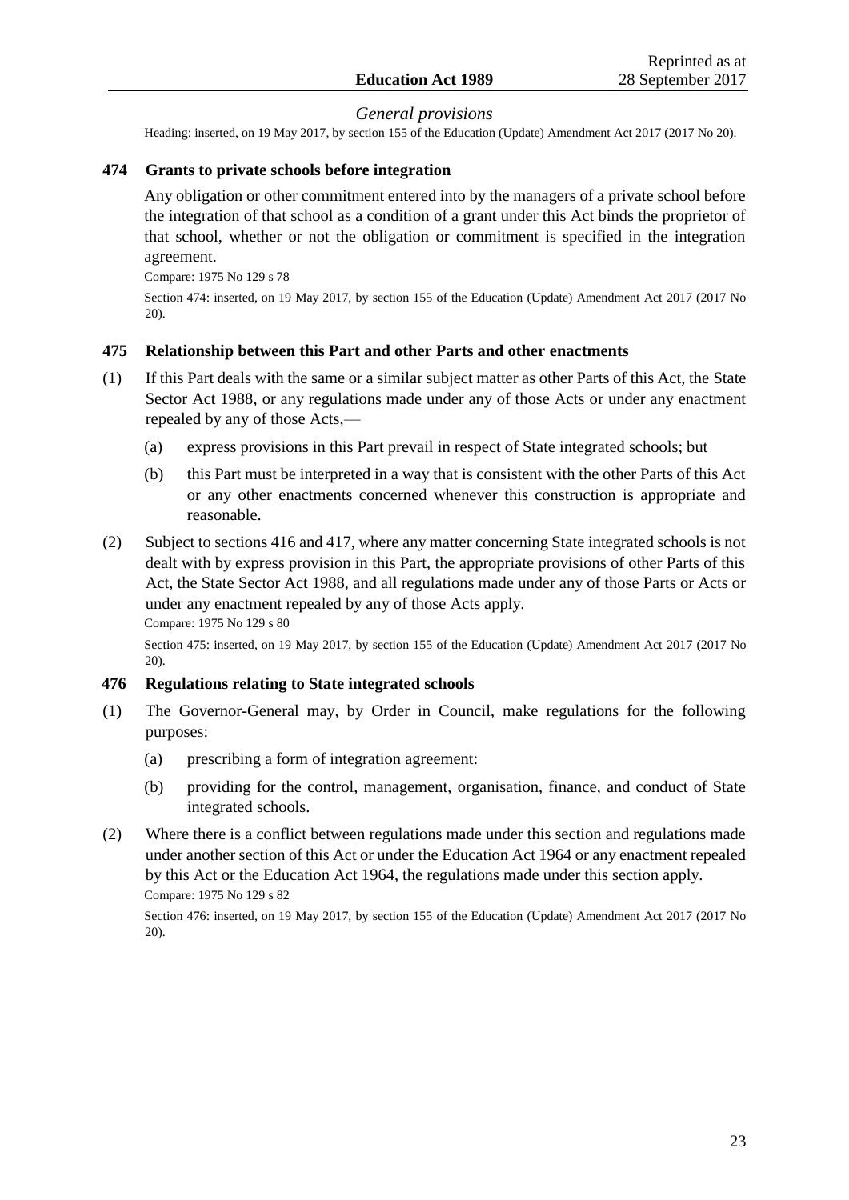### *General provisions*

Heading: inserted, on 19 May 2017, by section 155 of the Education (Update) Amendment Act 2017 (2017 No 20).

**474 Grants to private schools before integration**

Any obligation or other commitment entered into by the managers of a private school before the integration of that school as a condition of a grant under this Act binds the proprietor of that school, whether or not the obligation or commitment is specified in the integration agreement.

Compare: 1975 No 129 s 78

Section 474: inserted, on 19 May 2017, by section 155 of the Education (Update) Amendment Act 2017 (2017 No 20).

**475 Relationship between this Part and other Parts and other enactments**

(1) If this Part deals with the same or a similar subject matter as other Parts of this Act, the State Sector Act 1988, or any regulations made under any of those Acts or under any enactment repealed by any of those Acts,—

- (a) express provisions in this Part prevail in respect of State integrated schools; but
- (b) this Part must be interpreted in a way that is consistent with the other Parts of this Act or any other enactments concerned whenever this construction is appropriate and reasonable.

(2) Subject to sections 416 and 417, where any matter concerning State integrated schools is not dealt with by express provision in this Part, the appropriate provisions of other Parts of this Act, the State Sector Act 1988, and all regulations made under any of those Parts or Acts or under any enactment repealed by any of those Acts apply.

Compare: 1975 No 129 s 80

Section 475: inserted, on 19 May 2017, by section 155 of the Education (Update) Amendment Act 2017 (2017 No 20).

**476 Regulations relating to State integrated schools**

(1) The Governor-General may, by Order in Council, make regulations for the following purposes:

- (a) prescribing a form of integration agreement:
- (b) providing for the control, management, organisation, finance, and conduct of State integrated schools.

(2) Where there is a conflict between regulations made under this section and regulations made under another section of this Act or under the Education Act 1964 or any enactment repealed by this Act or the Education Act 1964, the regulations made under this section apply.

Compare: 1975 No 129 s 82

Section 476: inserted, on 19 May 2017, by section 155 of the Education (Update) Amendment Act 2017 (2017 No 20).